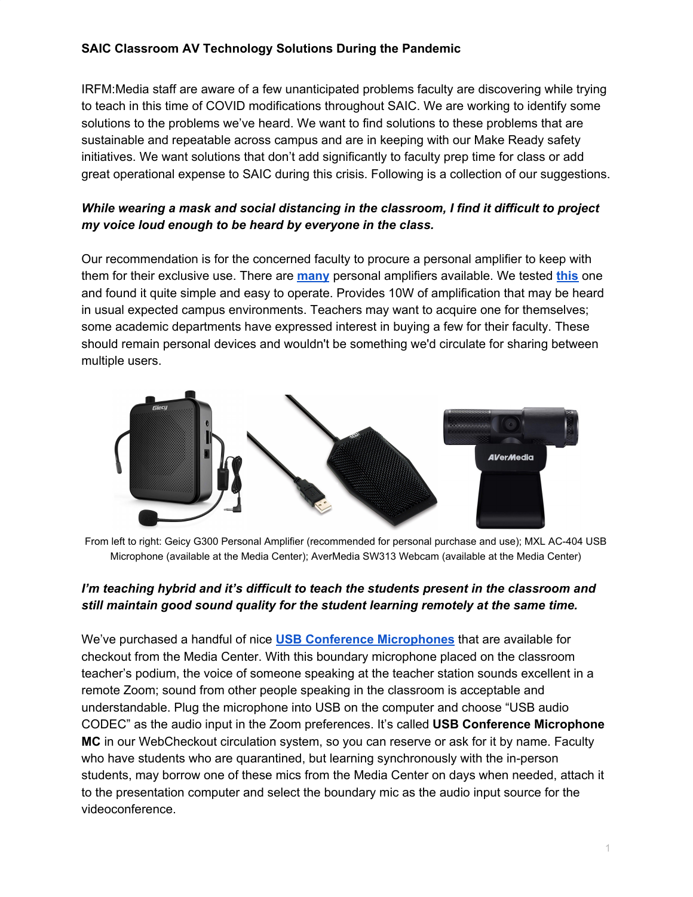**SAIC Classroom AV Technology Solutions During the Pandemic**

IRFM:Media staff are aware of a few unanticipated problems faculty are discovering while trying to teach in this time of COVID modifications throughout SAIC. We are working to identify some solutions to the problems we've heard. We want to find solutions to these problems that are sustainable and repeatable across campus and are in keeping with our Make Ready safety initiatives. We want solutions that don't add significantly to faculty prep time for class or add great operational expense to SAIC during this crisis. Following is a collection of our suggestions.

***While wearing a mask and social distancing in the classroom, I find it difficult to project my voice loud enough to be heard by everyone in the class.***

Our recommendation is for the concerned faculty to procure a personal amplifier to keep with them for their exclusive use. There are **many** personal amplifiers available. We tested **this** one and found it quite simple and easy to operate. Provides 10W of amplification that may be heard in usual expected campus environments. Teachers may want to acquire one for themselves; some academic departments have expressed interest in buying a few for their faculty. These should remain personal devices and wouldn't be something we'd circulate for sharing between multiple users.

From left to right: Geicy G300 Personal Amplifier (recommended for personal purchase and use); MXL AC-404 USB Microphone (available at the Media Center); AverMedia SW313 Webcam (available at the Media Center)

***I'm teaching hybrid and it's difficult to teach the students present in the classroom and still maintain good sound quality for the student learning remotely at the same time.***

We've purchased a handful of nice **USB Conference Microphones** that are available for checkout from the Media Center. With this boundary microphone placed on the classroom teacher's podium, the voice of someone speaking at the teacher station sounds excellent in a remote Zoom; sound from other people speaking in the classroom is acceptable and understandable. Plug the microphone into USB on the computer and choose "USB audio CODEC" as the audio input in the Zoom preferences. It's called **USB Conference Microphone MC** in our WebCheckout circulation system, so you can reserve or ask for it by name. Faculty who have students who are quarantined, but learning synchronously with the in-person students, may borrow one of these mics from the Media Center on days when needed, attach it to the presentation computer and select the boundary mic as the audio input source for the videoconference.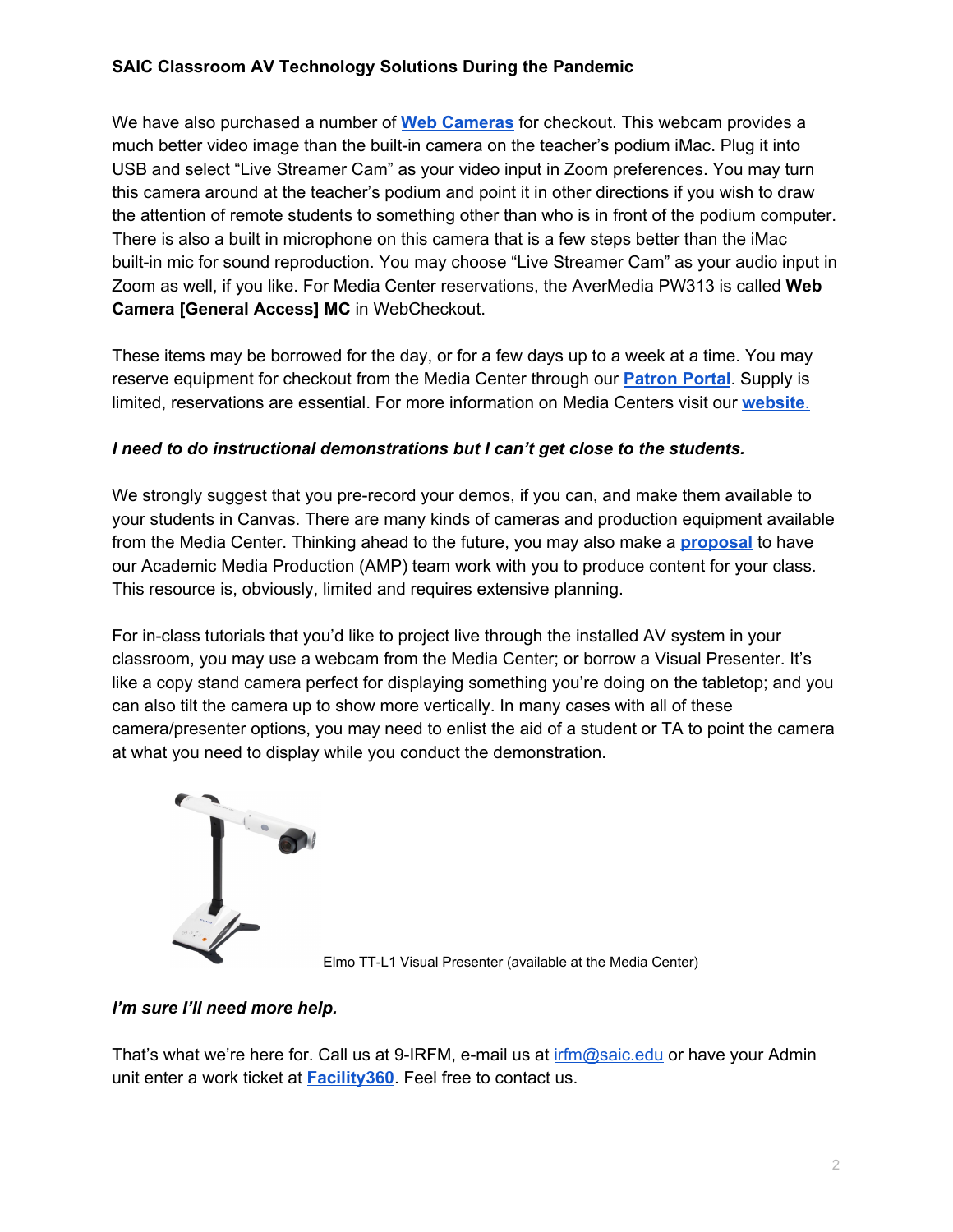**SAIC Classroom AV Technology Solutions During the Pandemic**

We have also purchased a number of **Web Cameras** for checkout. This webcam provides a much better video image than the built-in camera on the teacher's podium iMac. Plug it into USB and select "Live Streamer Cam" as your video input in Zoom preferences. You may turn this camera around at the teacher's podium and point it in other directions if you wish to draw the attention of remote students to something other than who is in front of the podium computer. There is also a built in microphone on this camera that is a few steps better than the iMac built-in mic for sound reproduction. You may choose "Live Streamer Cam" as your audio input in Zoom as well, if you like. For Media Center reservations, the AverMedia PW313 is called **Web Camera [General Access] MC** in WebCheckout.

These items may be borrowed for the day, or for a few days up to a week at a time. You may reserve equipment for checkout from the Media Center through our **Patron Portal**. Supply is limited, reservations are essential. For more information on Media Centers visit our **website**.

***I need to do instructional demonstrations but I can't get close to the students.***

We strongly suggest that you pre-record your demos, if you can, and make them available to your students in Canvas. There are many kinds of cameras and production equipment available from the Media Center. Thinking ahead to the future, you may also make a **proposal** to have our Academic Media Production (AMP) team work with you to produce content for your class. This resource is, obviously, limited and requires extensive planning.

For in-class tutorials that you'd like to project live through the installed AV system in your classroom, you may use a webcam from the Media Center; or borrow a Visual Presenter. It's like a copy stand camera perfect for displaying something you're doing on the tabletop; and you can also tilt the camera up to show more vertically. In many cases with all of these camera/presenter options, you may need to enlist the aid of a student or TA to point the camera at what you need to display while you conduct the demonstration.

Elmo TT-L1 Visual Presenter (available at the Media Center)

***I'm sure I'll need more help.***

That's what we're here for. Call us at 9-IRFM, e-mail us at irfm@saic.edu or have your Admin unit enter a work ticket at **Facility360**. Feel free to contact us.